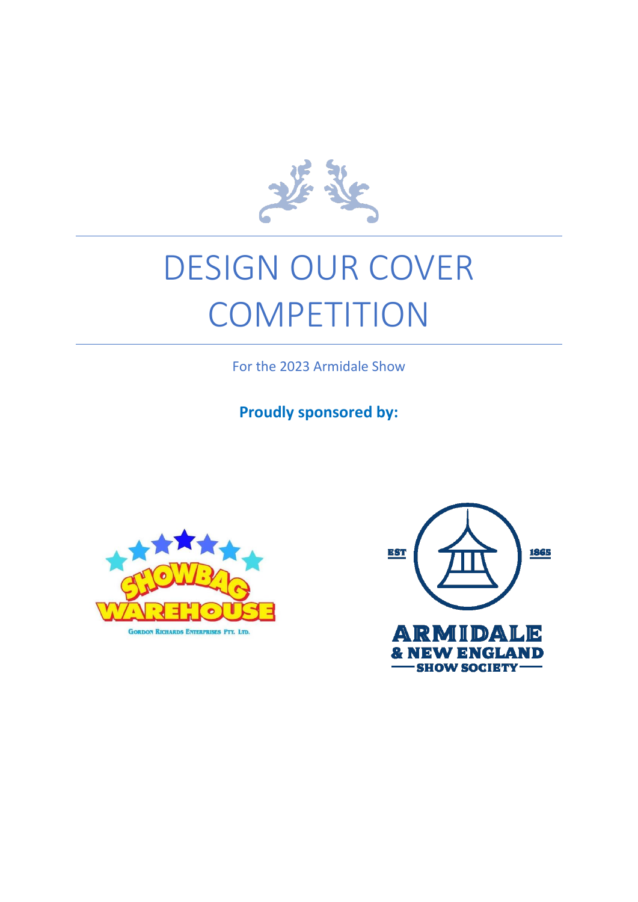# DESIGN OUR COVER COMPETITION

For the 2023 Armidale Show

**Proudly sponsored by:**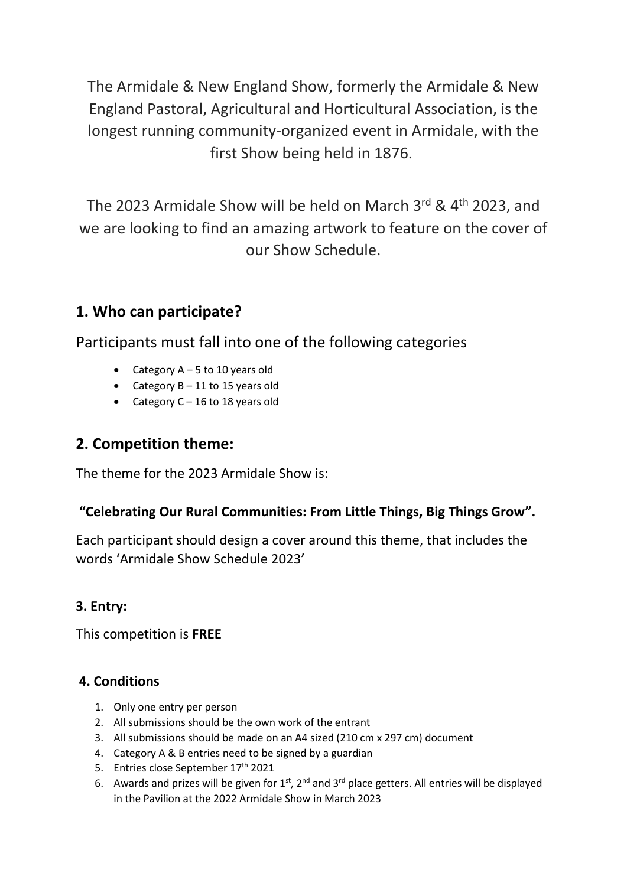The Armidale & New England Show, formerly the Armidale & New England Pastoral, Agricultural and Horticultural Association, is the longest running community-organized event in Armidale, with the first Show being held in 1876.

The 2023 Armidale Show will be held on March 3rd & 4th 2023, and we are looking to find an amazing artwork to feature on the cover of our Show Schedule.

## 1. Who can participate?

Participants must fall into one of the following categories

- Category A – 5 to 10 years old
- Category B – 11 to 15 years old
- Category C – 16 to 18 years old

## 2. Competition theme:

The theme for the 2023 Armidale Show is:

**"Celebrating Our Rural Communities: From Little Things, Big Things Grow".**

Each participant should design a cover around this theme, that includes the words 'Armidale Show Schedule 2023'

### 3. Entry:

This competition is **FREE**

### 4. Conditions

1. Only one entry per person
2. All submissions should be the own work of the entrant
3. All submissions should be made on an A4 sized (210 cm x 297 cm) document
4. Category A & B entries need to be signed by a guardian
5. Entries close September 17th 2021
6. Awards and prizes will be given for 1st, 2nd and 3rd place getters. All entries will be displayed in the Pavilion at the 2022 Armidale Show in March 2023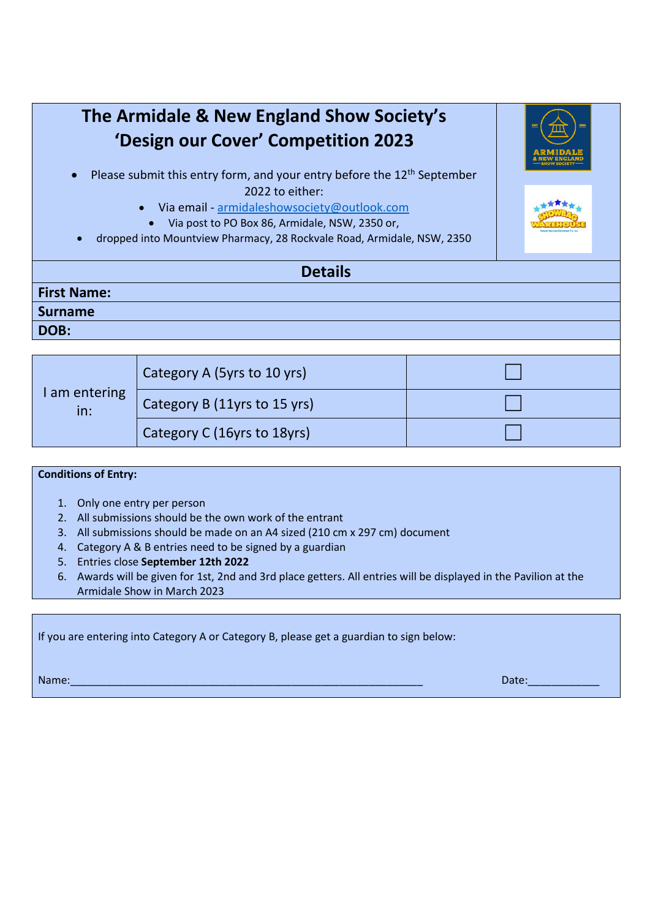# The Armidale & New England Show Society's 'Design our Cover' Competition 2023

- Please submit this entry form, and your entry before the 12th September 2022 to either:
  - Via email - armidaleshowsociety@outlook.com
  - Via post to PO Box 86, Armidale, NSW, 2350 or,
- dropped into Mountview Pharmacy, 28 Rockvale Road, Armidale, NSW, 2350

## Details

**First Name:**

**Surname**

**DOB:**

| | | |
|---|---|---|
| I am entering in: | Category A (5yrs to 10 yrs) | ☐ |
| | Category B (11yrs to 15 yrs) | ☐ |
| | Category C (16yrs to 18yrs) | ☐ |

**Conditions of Entry:**

1. Only one entry per person
2. All submissions should be the own work of the entrant
3. All submissions should be made on an A4 sized (210 cm x 297 cm) document
4. Category A & B entries need to be signed by a guardian
5. Entries close **September 12th 2022**
6. Awards will be given for 1st, 2nd and 3rd place getters. All entries will be displayed in the Pavilion at the Armidale Show in March 2023

If you are entering into Category A or Category B, please get a guardian to sign below:

Name:_______________________________________________________________ Date:____________